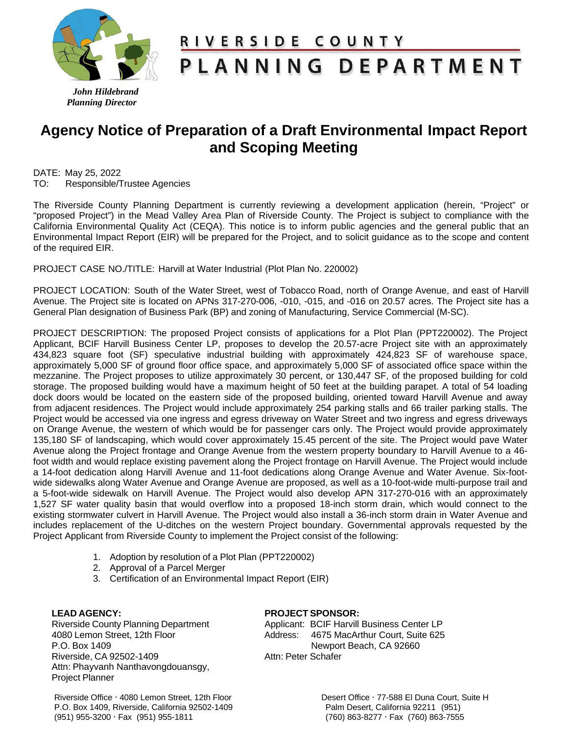# RIVERSIDE COUNTY

# PLANNING DEPARTMENT

*John Hildebrand*
*Planning Director*

## Agency Notice of Preparation of a Draft Environmental Impact Report and Scoping Meeting

DATE: May 25, 2022
TO: Responsible/Trustee Agencies

The Riverside County Planning Department is currently reviewing a development application (herein, "Project" or "proposed Project") in the Mead Valley Area Plan of Riverside County. The Project is subject to compliance with the California Environmental Quality Act (CEQA). This notice is to inform public agencies and the general public that an Environmental Impact Report (EIR) will be prepared for the Project, and to solicit guidance as to the scope and content of the required EIR.

PROJECT CASE NO./TITLE: Harvill at Water Industrial (Plot Plan No. 220002)

PROJECT LOCATION: South of the Water Street, west of Tobacco Road, north of Orange Avenue, and east of Harvill Avenue. The Project site is located on APNs 317-270-006, -010, -015, and -016 on 20.57 acres. The Project site has a General Plan designation of Business Park (BP) and zoning of Manufacturing, Service Commercial (M-SC).

PROJECT DESCRIPTION: The proposed Project consists of applications for a Plot Plan (PPT220002). The Project Applicant, BCIF Harvill Business Center LP, proposes to develop the 20.57-acre Project site with an approximately 434,823 square foot (SF) speculative industrial building with approximately 424,823 SF of warehouse space, approximately 5,000 SF of ground floor office space, and approximately 5,000 SF of associated office space within the mezzanine. The Project proposes to utilize approximately 30 percent, or 130,447 SF, of the proposed building for cold storage. The proposed building would have a maximum height of 50 feet at the building parapet. A total of 54 loading dock doors would be located on the eastern side of the proposed building, oriented toward Harvill Avenue and away from adjacent residences. The Project would include approximately 254 parking stalls and 66 trailer parking stalls. The Project would be accessed via one ingress and egress driveway on Water Street and two ingress and egress driveways on Orange Avenue, the western of which would be for passenger cars only. The Project would provide approximately 135,180 SF of landscaping, which would cover approximately 15.45 percent of the site. The Project would pave Water Avenue along the Project frontage and Orange Avenue from the western property boundary to Harvill Avenue to a 46-foot width and would replace existing pavement along the Project frontage on Harvill Avenue. The Project would include a 14-foot dedication along Harvill Avenue and 11-foot dedications along Orange Avenue and Water Avenue. Six-foot-wide sidewalks along Water Avenue and Orange Avenue are proposed, as well as a 10-foot-wide multi-purpose trail and a 5-foot-wide sidewalk on Harvill Avenue. The Project would also develop APN 317-270-016 with an approximately 1,527 SF water quality basin that would overflow into a proposed 18-inch storm drain, which would connect to the existing stormwater culvert in Harvill Avenue. The Project would also install a 36-inch storm drain in Water Avenue and includes replacement of the U-ditches on the western Project boundary. Governmental approvals requested by the Project Applicant from Riverside County to implement the Project consist of the following:

1. Adoption by resolution of a Plot Plan (PPT220002)
2. Approval of a Parcel Merger
3. Certification of an Environmental Impact Report (EIR)

**LEAD AGENCY:**
Riverside County Planning Department
4080 Lemon Street, 12th Floor
P.O. Box 1409
Riverside, CA 92502-1409
Attn: Phayvanh Nanthavongdouansgy, Project Planner

**PROJECT SPONSOR:**
Applicant: BCIF Harvill Business Center LP
Address: 4675 MacArthur Court, Suite 625
Newport Beach, CA 92660
Attn: Peter Schafer

Riverside Office · 4080 Lemon Street, 12th Floor
P.O. Box 1409, Riverside, California 92502-1409
(951) 955-3200 · Fax (951) 955-1811

Desert Office · 77-588 El Duna Court, Suite H
Palm Desert, California 92211 (951)
(760) 863-8277 · Fax (760) 863-7555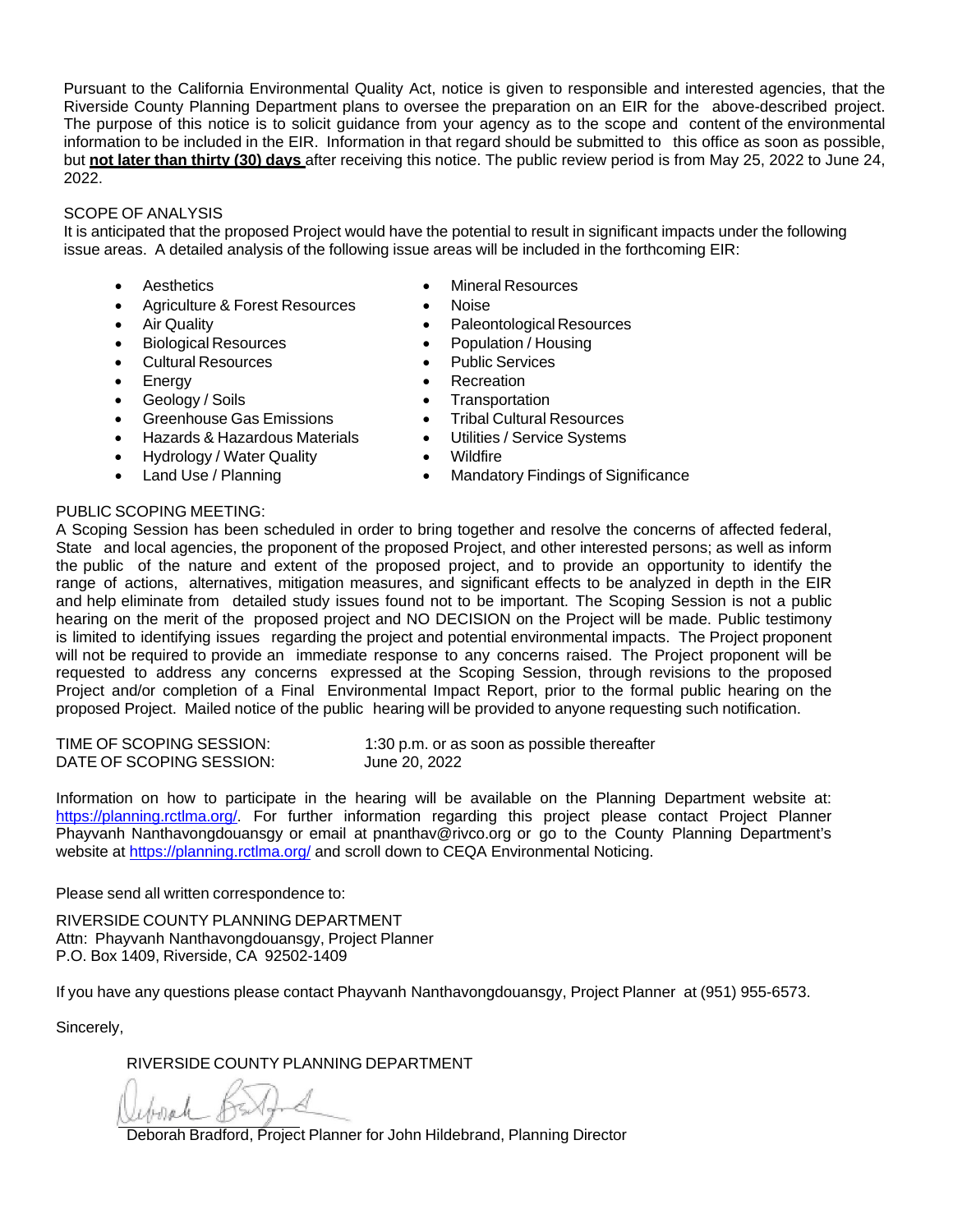Pursuant to the California Environmental Quality Act, notice is given to responsible and interested agencies, that the Riverside County Planning Department plans to oversee the preparation on an EIR for the above-described project. The purpose of this notice is to solicit guidance from your agency as to the scope and content of the environmental information to be included in the EIR. Information in that regard should be submitted to this office as soon as possible, but **not later than thirty (30) days** after receiving this notice. The public review period is from May 25, 2022 to June 24, 2022.

SCOPE OF ANALYSIS

It is anticipated that the proposed Project would have the potential to result in significant impacts under the following issue areas. A detailed analysis of the following issue areas will be included in the forthcoming EIR:

- Aesthetics
- Agriculture & Forest Resources
- Air Quality
- Biological Resources
- Cultural Resources
- Energy
- Geology / Soils
- Greenhouse Gas Emissions
- Hazards & Hazardous Materials
- Hydrology / Water Quality
- Land Use / Planning
- Mineral Resources
- Noise
- Paleontological Resources
- Population / Housing
- Public Services
- Recreation
- Transportation
- Tribal Cultural Resources
- Utilities / Service Systems
- Wildfire
- Mandatory Findings of Significance

PUBLIC SCOPING MEETING:

A Scoping Session has been scheduled in order to bring together and resolve the concerns of affected federal, State and local agencies, the proponent of the proposed Project, and other interested persons; as well as inform the public of the nature and extent of the proposed project, and to provide an opportunity to identify the range of actions, alternatives, mitigation measures, and significant effects to be analyzed in depth in the EIR and help eliminate from detailed study issues found not to be important. The Scoping Session is not a public hearing on the merit of the proposed project and NO DECISION on the Project will be made. Public testimony is limited to identifying issues regarding the project and potential environmental impacts. The Project proponent will not be required to provide an immediate response to any concerns raised. The Project proponent will be requested to address any concerns expressed at the Scoping Session, through revisions to the proposed Project and/or completion of a Final Environmental Impact Report, prior to the formal public hearing on the proposed Project. Mailed notice of the public hearing will be provided to anyone requesting such notification.

TIME OF SCOPING SESSION: 1:30 p.m. or as soon as possible thereafter

DATE OF SCOPING SESSION: June 20, 2022

Information on how to participate in the hearing will be available on the Planning Department website at: https://planning.rctlma.org/. For further information regarding this project please contact Project Planner Phayvanh Nanthavongdouansgy or email at pnanthav@rivco.org or go to the County Planning Department's website at https://planning.rctlma.org/ and scroll down to CEQA Environmental Noticing.

Please send all written correspondence to:

RIVERSIDE COUNTY PLANNING DEPARTMENT
Attn: Phayvanh Nanthavongdouansgy, Project Planner
P.O. Box 1409, Riverside, CA 92502-1409

If you have any questions please contact Phayvanh Nanthavongdouansgy, Project Planner at (951) 955-6573.

Sincerely,

RIVERSIDE COUNTY PLANNING DEPARTMENT

Deborah Bradford, Project Planner for John Hildebrand, Planning Director